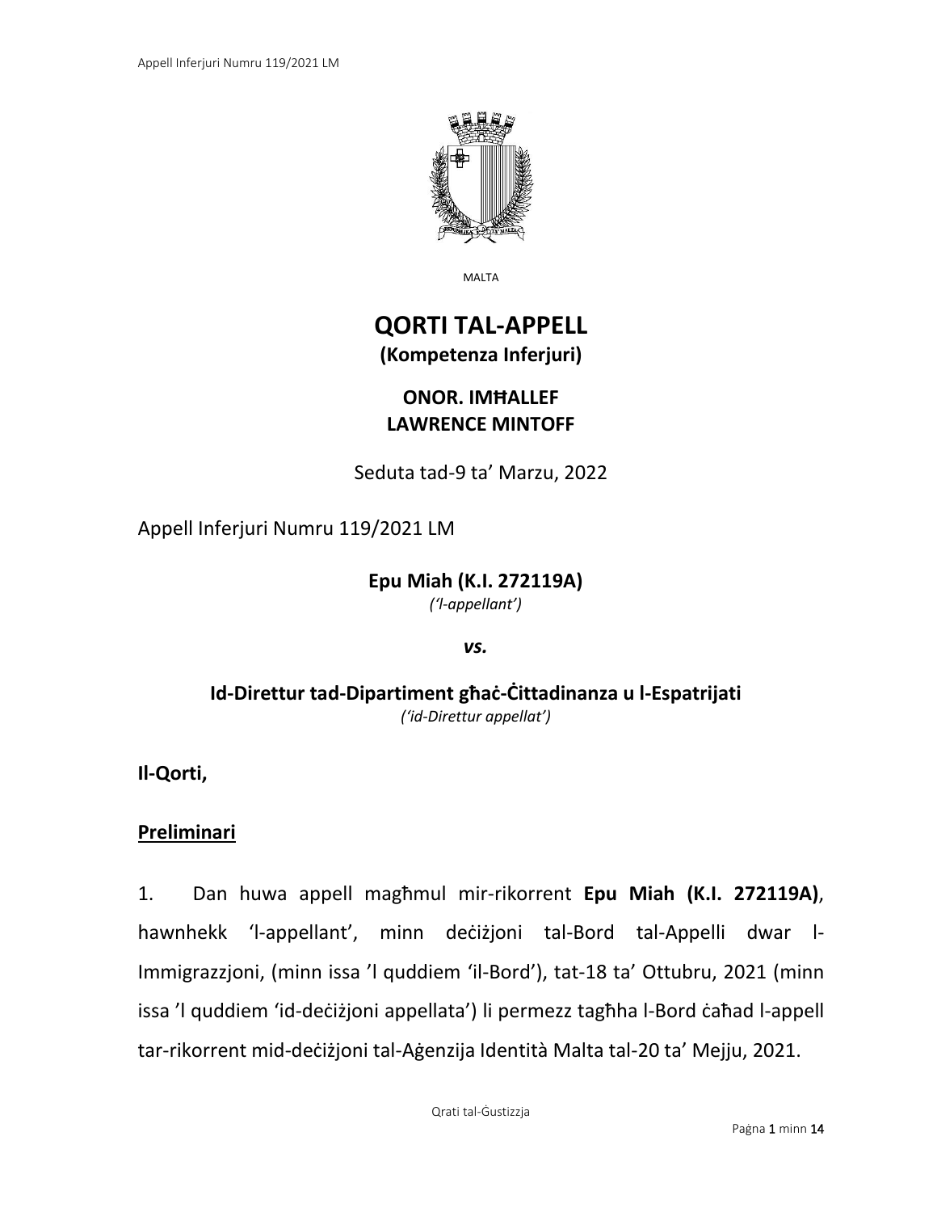MALTA

# QORTI TAL-APPELL

**(Kompetenza Inferjuri)**

**ONOR. IMĦALLEF LAWRENCE MINTOFF**

Seduta tad-9 ta' Marzu, 2022

Appell Inferjuri Numru 119/2021 LM

**Epu Miah (K.I. 272119A)**

*('l-appellant')*

***vs.***

**Id-Direttur tad-Dipartiment għaċ-Ċittadinanza u l-Espatrijati**

*('id-Direttur appellat')*

**Il-Qorti,**

## Preliminari

1. Dan huwa appell magħmul mir-rikorrent **Epu Miah (K.I. 272119A)**, hawnhekk 'l-appellant', minn deċiżjoni tal-Bord tal-Appelli dwar l-Immigrazzjoni, (minn issa 'l quddiem 'il-Bord'), tat-18 ta' Ottubru, 2021 (minn issa 'l quddiem 'id-deċiżjoni appellata') li permezz tagħha l-Bord ċaħad l-appell tar-rikorrent mid-deċiżjoni tal-Aġenzija Identità Malta tal-20 ta' Mejju, 2021.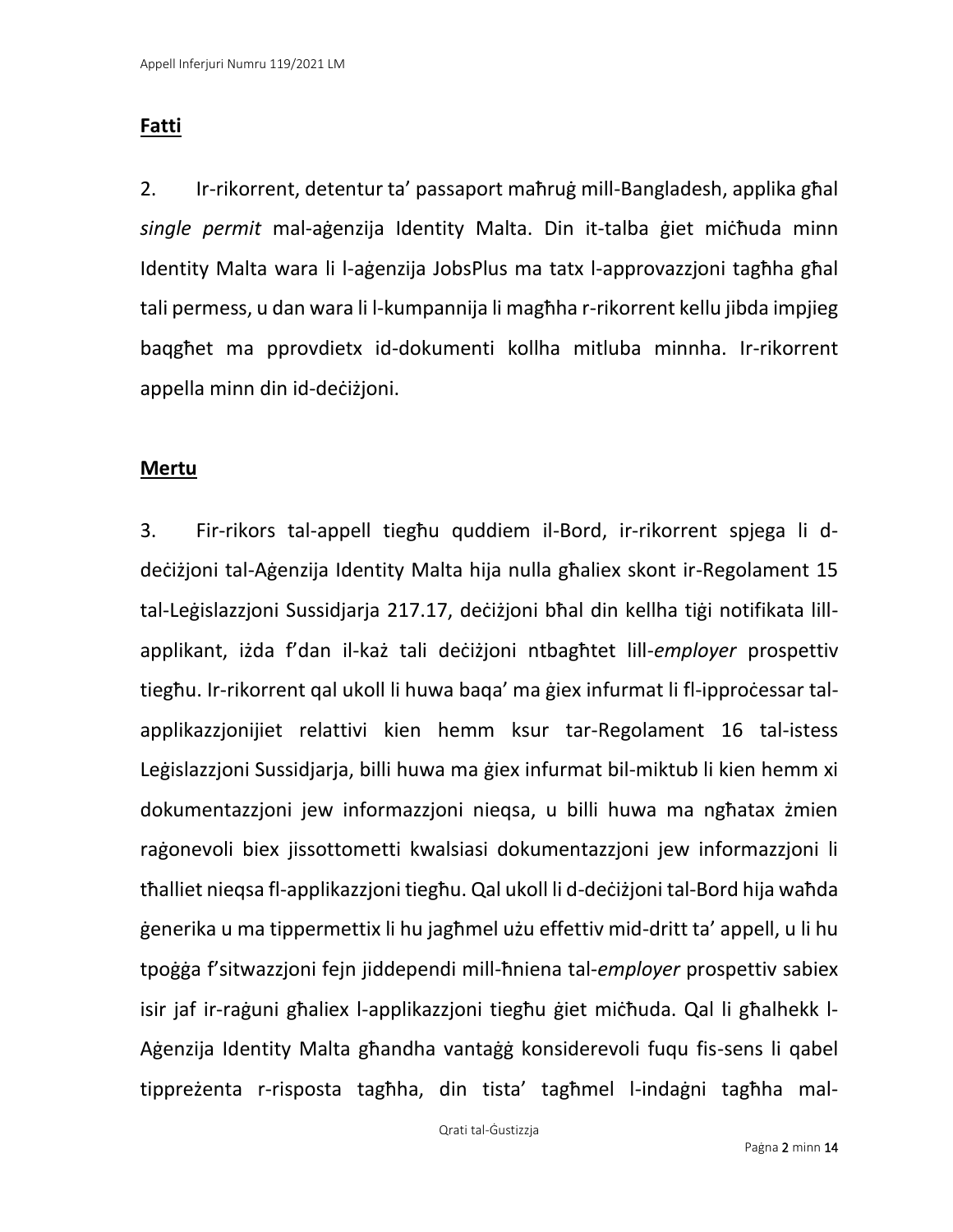## **Fatti**

2. Ir-rikorrent, detentur ta' passaport maħruġ mill-Bangladesh, applika għal *single permit* mal-aġenzija Identity Malta. Din it-talba ġiet miċħuda minn Identity Malta wara li l-aġenzija JobsPlus ma tatx l-approvazzjoni tagħha għal tali permess, u dan wara li l-kumpannija li magħha r-rikorrent kellu jibda impjieg baqgħet ma pprovdietx id-dokumenti kollha mitluba minnha. Ir-rikorrent appella minn din id-deċiżjoni.

## **Mertu**

3. Fir-rikors tal-appell tiegħu quddiem il-Bord, ir-rikorrent spjega li d-deċiżjoni tal-Aġenzija Identity Malta hija nulla għaliex skont ir-Regolament 15 tal-Leġislazzjoni Sussidjarja 217.17, deċiżjoni bħal din kellha tiġi notifikata lill-applikant, iżda f'dan il-każ tali deċiżjoni ntbagħtet lill-*employer* prospettiv tiegħu. Ir-rikorrent qal ukoll li huwa baqa' ma ġiex infurmat li fl-ipproċessar tal-applikazzjonijiet relattivi kien hemm ksur tar-Regolament 16 tal-istess Leġislazzjoni Sussidjarja, billi huwa ma ġiex infurmat bil-miktub li kien hemm xi dokumentazzjoni jew informazzjoni nieqsa, u billi huwa ma ngħatax żmien raġonevoli biex jissottometti kwalsiasi dokumentazzjoni jew informazzjoni li tħalliet nieqsa fl-applikazzjoni tiegħu. Qal ukoll li d-deċiżjoni tal-Bord hija waħda ġenerika u ma tippermettix li hu jagħmel użu effettiv mid-dritt ta' appell, u li hu tpoġġa f'sitwazzjoni fejn jiddependi mill-ħniena tal-*employer* prospettiv sabiex isir jaf ir-raġuni għaliex l-applikazzjoni tiegħu ġiet miċħuda. Qal li għalhekk l-Aġenzija Identity Malta għandha vantaġġ konsiderevoli fuqu fis-sens li qabel tippreżenta r-risposta tagħha, din tista' tagħmel l-indaġni tagħha mal-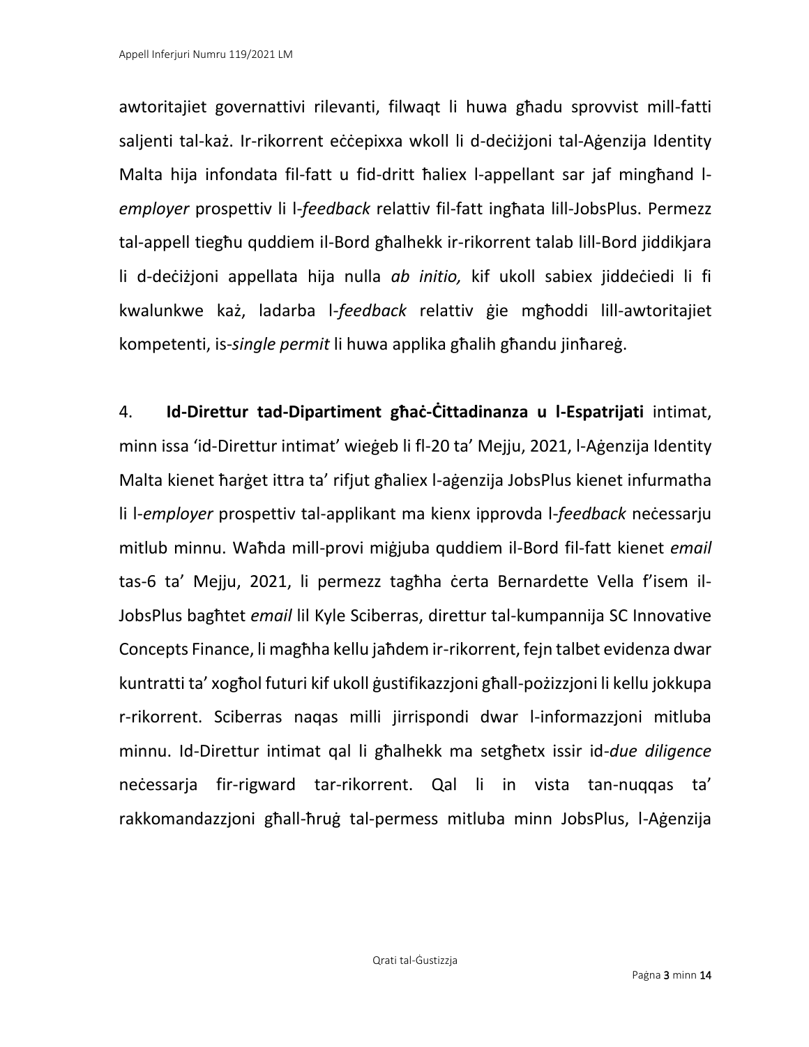awtoritajiet governattivi rilevanti, filwaqt li huwa għadu sprovvist mill-fatti saljenti tal-każ. Ir-rikorrent eċċepixxa wkoll li d-deċiżjoni tal-Aġenzija Identity Malta hija infondata fil-fatt u fid-dritt ħaliex l-appellant sar jaf mingħand l-*employer* prospettiv li l-*feedback* relattiv fil-fatt ingħata lill-JobsPlus. Permezz tal-appell tiegħu quddiem il-Bord għalhekk ir-rikorrent talab lill-Bord jiddikjara li d-deċiżjoni appellata hija nulla *ab initio,* kif ukoll sabiex jiddeċiedi li fi kwalunkwe każ, ladarba l-*feedback* relattiv ġie mgħoddi lill-awtoritajiet kompetenti, is-*single permit* li huwa applika għalih għandu jinħareġ.

4. **Id-Direttur tad-Dipartiment għaċ-Ċittadinanza u l-Espatrijati** intimat, minn issa 'id-Direttur intimat' wieġeb li fl-20 ta' Mejju, 2021, l-Aġenzija Identity Malta kienet ħarġet ittra ta' rifjut għaliex l-aġenzija JobsPlus kienet infurmatha li l-*employer* prospettiv tal-applikant ma kienx ipprovda l-*feedback* neċessarju mitlub minnu. Waħda mill-provi miġjuba quddiem il-Bord fil-fatt kienet *email* tas-6 ta' Mejju, 2021, li permezz tagħha ċerta Bernardette Vella f'isem il-JobsPlus bagħtet *email* lil Kyle Sciberras, direttur tal-kumpannija SC Innovative Concepts Finance, li magħha kellu jaħdem ir-rikorrent, fejn talbet evidenza dwar kuntratti ta' xogħol futuri kif ukoll ġustifikazzjoni għall-pożizzjoni li kellu jokkupa r-rikorrent. Sciberras naqas milli jirrispondi dwar l-informazzjoni mitluba minnu. Id-Direttur intimat qal li għalhekk ma setgħetx issir id-*due diligence* neċessarja fir-rigward tar-rikorrent. Qal li in vista tan-nuqqas ta' rakkomandazzjoni għall-ħruġ tal-permess mitluba minn JobsPlus, l-Aġenzija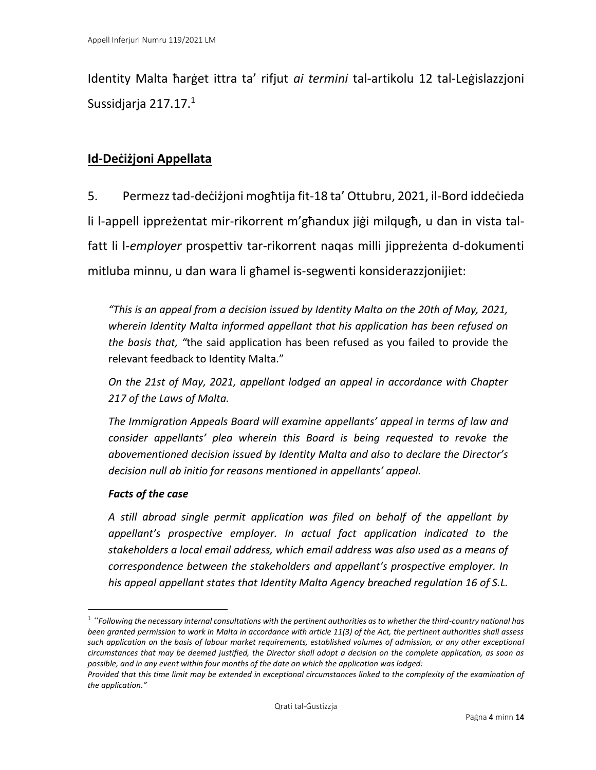Identity Malta ħarġet ittra ta' rifjut *ai termini* tal-artikolu 12 tal-Leġislazzjoni Sussidjarja 217.17.[1]

## Id-Deċiżjoni Appellata

5. Permezz tad-deċiżjoni mogħtija fit-18 ta' Ottubru, 2021, il-Bord iddeċieda li l-appell ippreżentat mir-rikorrent m'għandux jiġi milqugħ, u dan in vista tal-fatt li l-*employer* prospettiv tar-rikorrent naqas milli jippreżenta d-dokumenti mitluba minnu, u dan wara li għamel is-segwenti konsiderazzjonijiet:

> *"This is an appeal from a decision issued by Identity Malta on the 20th of May, 2021, wherein Identity Malta informed appellant that his application has been refused on the basis that, "*the said application has been refused as you failed to provide the relevant feedback to Identity Malta."
>
> *On the 21st of May, 2021, appellant lodged an appeal in accordance with Chapter 217 of the Laws of Malta.*
>
> *The Immigration Appeals Board will examine appellants' appeal in terms of law and consider appellants' plea wherein this Board is being requested to revoke the abovementioned decision issued by Identity Malta and also to declare the Director's decision null ab initio for reasons mentioned in appellants' appeal.*
>
> ***Facts of the case***
>
> *A still abroad single permit application was filed on behalf of the appellant by appellant's prospective employer. In actual fact application indicated to the stakeholders a local email address, which email address was also used as a means of correspondence between the stakeholders and appellant's prospective employer. In his appeal appellant states that Identity Malta Agency breached regulation 16 of S.L.*

---

[1] *"Following the necessary internal consultations with the pertinent authorities as to whether the third-country national has been granted permission to work in Malta in accordance with article 11(3) of the Act, the pertinent authorities shall assess such application on the basis of labour market requirements, established volumes of admission, or any other exceptional circumstances that may be deemed justified, the Director shall adopt a decision on the complete application, as soon as possible, and in any event within four months of the date on which the application was lodged:*
*Provided that this time limit may be extended in exceptional circumstances linked to the complexity of the examination of the application."*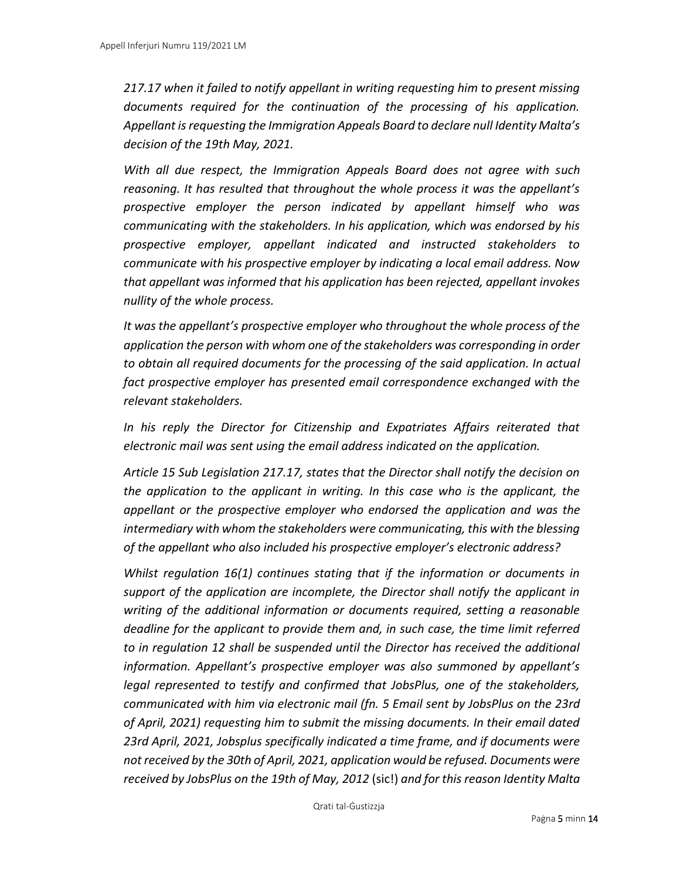*217.17 when it failed to notify appellant in writing requesting him to present missing documents required for the continuation of the processing of his application. Appellant is requesting the Immigration Appeals Board to declare null Identity Malta's decision of the 19th May, 2021.*

*With all due respect, the Immigration Appeals Board does not agree with such reasoning. It has resulted that throughout the whole process it was the appellant's prospective employer the person indicated by appellant himself who was communicating with the stakeholders. In his application, which was endorsed by his prospective employer, appellant indicated and instructed stakeholders to communicate with his prospective employer by indicating a local email address. Now that appellant was informed that his application has been rejected, appellant invokes nullity of the whole process.*

*It was the appellant's prospective employer who throughout the whole process of the application the person with whom one of the stakeholders was corresponding in order to obtain all required documents for the processing of the said application. In actual fact prospective employer has presented email correspondence exchanged with the relevant stakeholders.*

*In his reply the Director for Citizenship and Expatriates Affairs reiterated that electronic mail was sent using the email address indicated on the application.*

*Article 15 Sub Legislation 217.17, states that the Director shall notify the decision on the application to the applicant in writing. In this case who is the applicant, the appellant or the prospective employer who endorsed the application and was the intermediary with whom the stakeholders were communicating, this with the blessing of the appellant who also included his prospective employer's electronic address?*

*Whilst regulation 16(1) continues stating that if the information or documents in support of the application are incomplete, the Director shall notify the applicant in writing of the additional information or documents required, setting a reasonable deadline for the applicant to provide them and, in such case, the time limit referred to in regulation 12 shall be suspended until the Director has received the additional information. Appellant's prospective employer was also summoned by appellant's legal represented to testify and confirmed that JobsPlus, one of the stakeholders, communicated with him via electronic mail (fn. 5 Email sent by JobsPlus on the 23rd of April, 2021) requesting him to submit the missing documents. In their email dated 23rd April, 2021, Jobsplus specifically indicated a time frame, and if documents were not received by the 30th of April, 2021, application would be refused. Documents were received by JobsPlus on the 19th of May, 2012* (sic!) *and for this reason Identity Malta*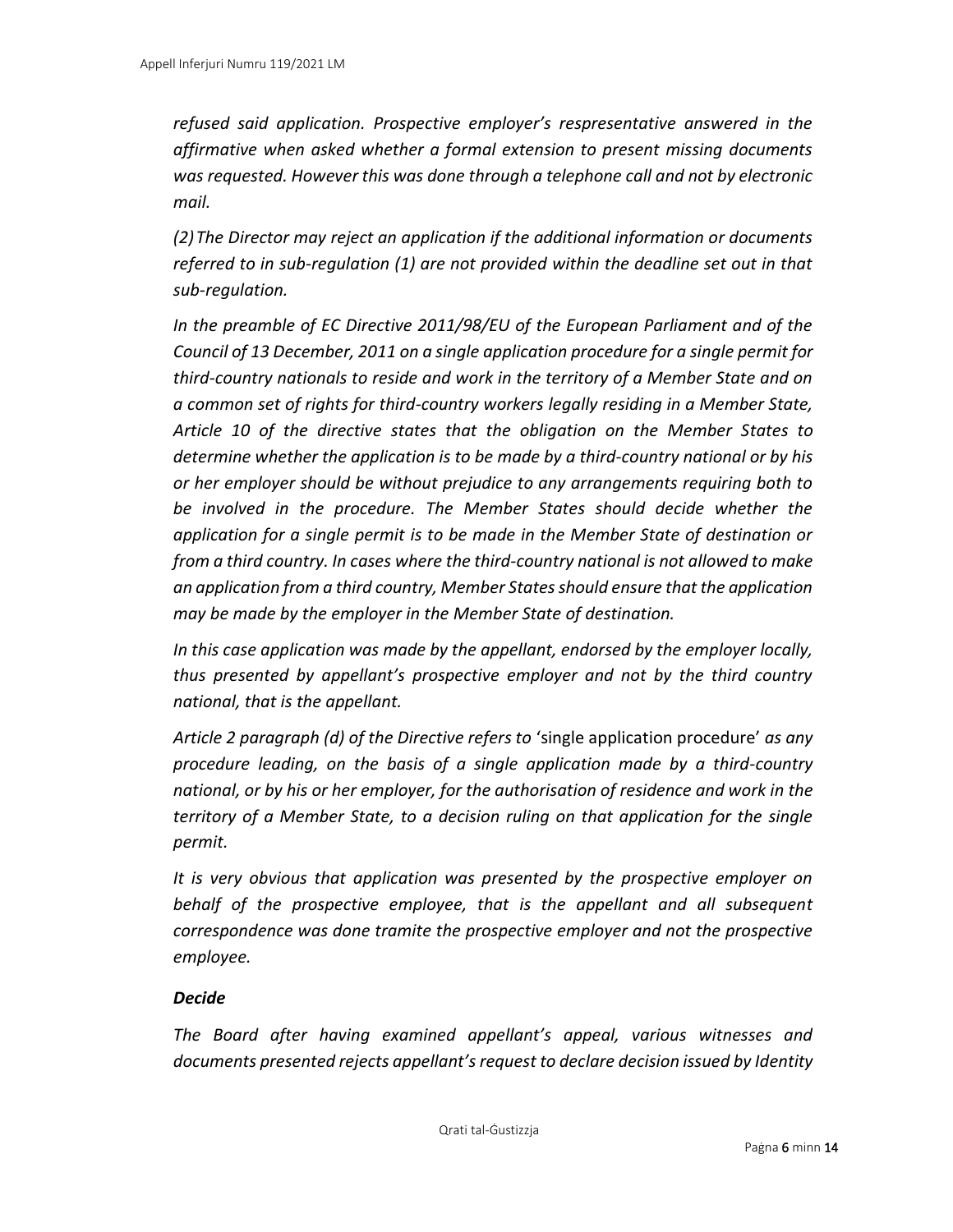*refused said application. Prospective employer's respresentative answered in the affirmative when asked whether a formal extension to present missing documents was requested. However this was done through a telephone call and not by electronic mail.*

*(2) The Director may reject an application if the additional information or documents referred to in sub-regulation (1) are not provided within the deadline set out in that sub-regulation.*

*In the preamble of EC Directive 2011/98/EU of the European Parliament and of the Council of 13 December, 2011 on a single application procedure for a single permit for third-country nationals to reside and work in the territory of a Member State and on a common set of rights for third-country workers legally residing in a Member State, Article 10 of the directive states that the obligation on the Member States to determine whether the application is to be made by a third-country national or by his or her employer should be without prejudice to any arrangements requiring both to be involved in the procedure. The Member States should decide whether the application for a single permit is to be made in the Member State of destination or from a third country. In cases where the third-country national is not allowed to make an application from a third country, Member States should ensure that the application may be made by the employer in the Member State of destination.*

*In this case application was made by the appellant, endorsed by the employer locally, thus presented by appellant's prospective employer and not by the third country national, that is the appellant.*

*Article 2 paragraph (d) of the Directive refers to* 'single application procedure' *as any procedure leading, on the basis of a single application made by a third-country national, or by his or her employer, for the authorisation of residence and work in the territory of a Member State, to a decision ruling on that application for the single permit.*

*It is very obvious that application was presented by the prospective employer on behalf of the prospective employee, that is the appellant and all subsequent correspondence was done tramite the prospective employer and not the prospective employee.*

***Decide***

*The Board after having examined appellant's appeal, various witnesses and documents presented rejects appellant's request to declare decision issued by Identity*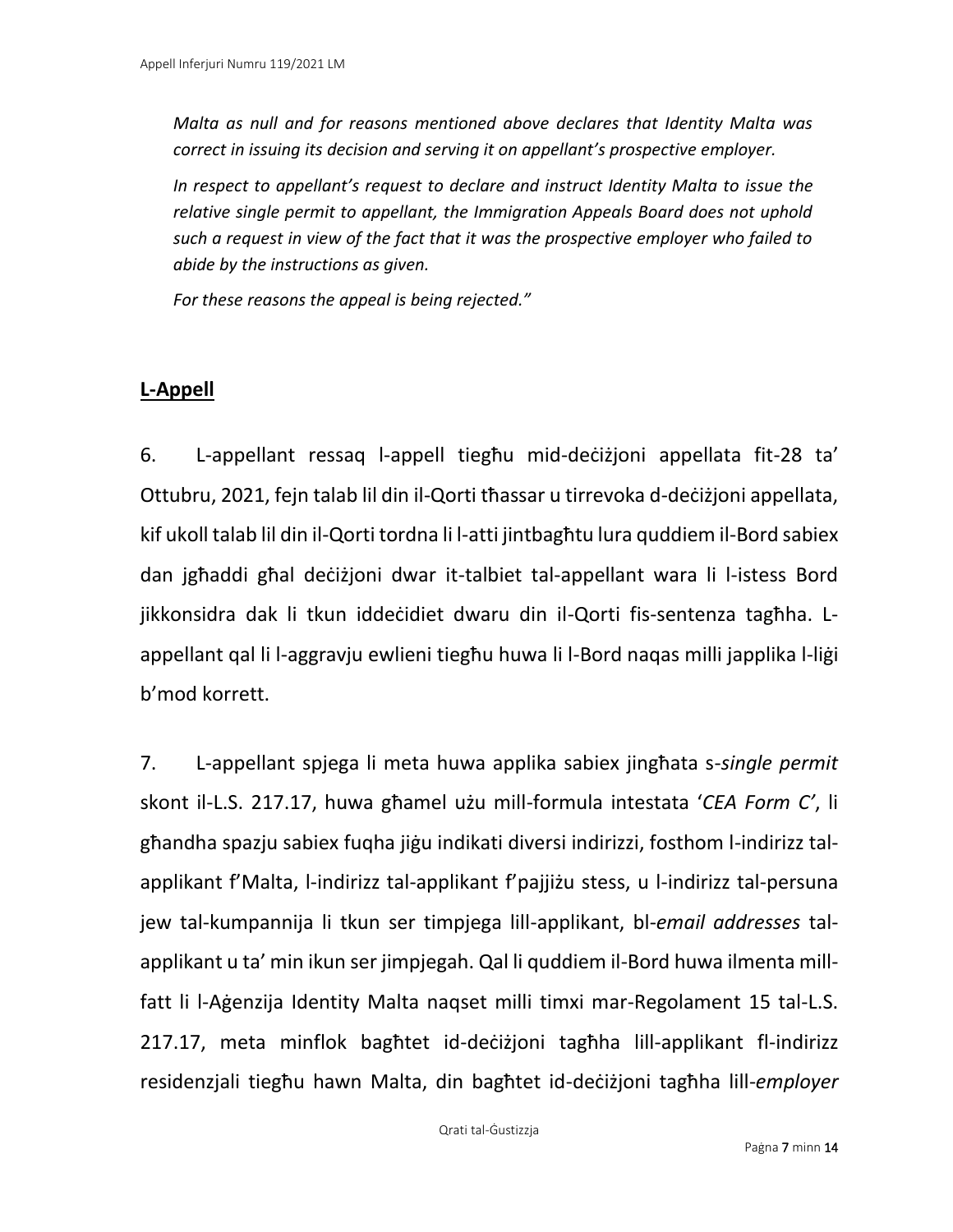*Malta as null and for reasons mentioned above declares that Identity Malta was correct in issuing its decision and serving it on appellant's prospective employer.*

*In respect to appellant's request to declare and instruct Identity Malta to issue the relative single permit to appellant, the Immigration Appeals Board does not uphold such a request in view of the fact that it was the prospective employer who failed to abide by the instructions as given.*

*For these reasons the appeal is being rejected."*

## **L-Appell**

6. L-appellant ressaq l-appell tiegħu mid-deċiżjoni appellata fit-28 ta' Ottubru, 2021, fejn talab lil din il-Qorti tħassar u tirrevoka d-deċiżjoni appellata, kif ukoll talab lil din il-Qorti tordna li l-atti jintbagħtu lura quddiem il-Bord sabiex dan jgħaddi għal deċiżjoni dwar it-talbiet tal-appellant wara li l-istess Bord jikkonsidra dak li tkun iddeċidiet dwaru din il-Qorti fis-sentenza tagħha. L-appellant qal li l-aggravju ewlieni tiegħu huwa li l-Bord naqas milli japplika l-liġi b'mod korrett.

7. L-appellant spjega li meta huwa applika sabiex jingħata s-*single permit* skont il-L.S. 217.17, huwa għamel użu mill-formula intestata '*CEA Form C*', li għandha spazju sabiex fuqha jiġu indikati diversi indirizzi, fosthom l-indirizz tal-applikant f'Malta, l-indirizz tal-applikant f'pajjiżu stess, u l-indirizz tal-persuna jew tal-kumpannija li tkun ser timpjega lill-applikant, bl-*email addresses* tal-applikant u ta' min ikun ser jimpjegah. Qal li quddiem il-Bord huwa ilmenta mill-fatt li l-Aġenzija Identity Malta naqset milli timxi mar-Regolament 15 tal-L.S. 217.17, meta minflok bagħtet id-deċiżjoni tagħha lill-applikant fl-indirizz residenzjali tiegħu hawn Malta, din bagħtet id-deċiżjoni tagħha lill-*employer*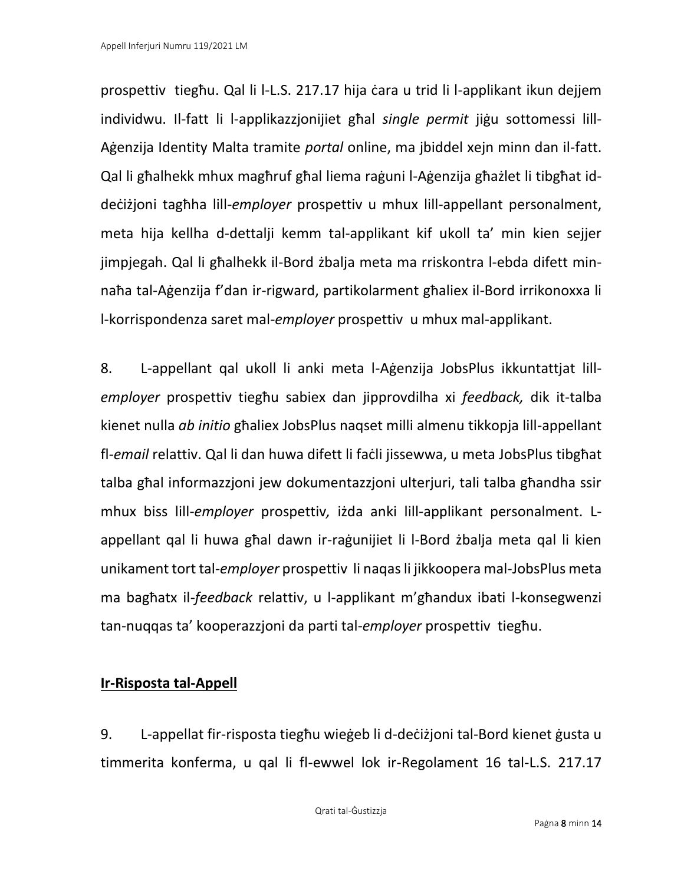prospettiv tiegħu. Qal li l-L.S. 217.17 hija ċara u trid li l-applikant ikun dejjem individwu. Il-fatt li l-applikazzjonijiet għal *single permit* jiġu sottomessi lill-Aġenzija Identity Malta tramite *portal* online, ma jbiddel xejn minn dan il-fatt. Qal li għalhekk mhux magħruf għal liema raġuni l-Aġenzija għażlet li tibgħat id-deċiżjoni tagħha lill-*employer* prospettiv u mhux lill-appellant personalment, meta hija kellha d-dettalji kemm tal-applikant kif ukoll ta' min kien sejjer jimpjegah. Qal li għalhekk il-Bord żbalja meta ma rriskontra l-ebda difett min-naħa tal-Aġenzija f'dan ir-rigward, partikolarment għaliex il-Bord irrikonoxxa li l-korrispondenza saret mal-*employer* prospettiv u mhux mal-applikant.

8. L-appellant qal ukoll li anki meta l-Aġenzija JobsPlus ikkuntattjat lill-*employer* prospettiv tiegħu sabiex dan jipprovdilha xi *feedback,* dik it-talba kienet nulla *ab initio* għaliex JobsPlus naqset milli almenu tikkopja lill-appellant fl-*email* relattiv. Qal li dan huwa difett li faċli jissewwa, u meta JobsPlus tibgħat talba għal informazzjoni jew dokumentazzjoni ulterjuri, tali talba għandha ssir mhux biss lill-*employer* prospettiv*,* iżda anki lill-applikant personalment. L-appellant qal li huwa għal dawn ir-raġunijiet li l-Bord żbalja meta qal li kien unikament tort tal-*employer* prospettiv li naqas li jikkoopera mal-JobsPlus meta ma bagħatx il-*feedback* relattiv, u l-applikant m'għandux ibati l-konsegwenzi tan-nuqqas ta' kooperazzjoni da parti tal-*employer* prospettiv tiegħu.

## Ir-Risposta tal-Appell

9. L-appellat fir-risposta tiegħu wieġeb li d-deċiżjoni tal-Bord kienet ġusta u timmerita konferma, u qal li fl-ewwel lok ir-Regolament 16 tal-L.S. 217.17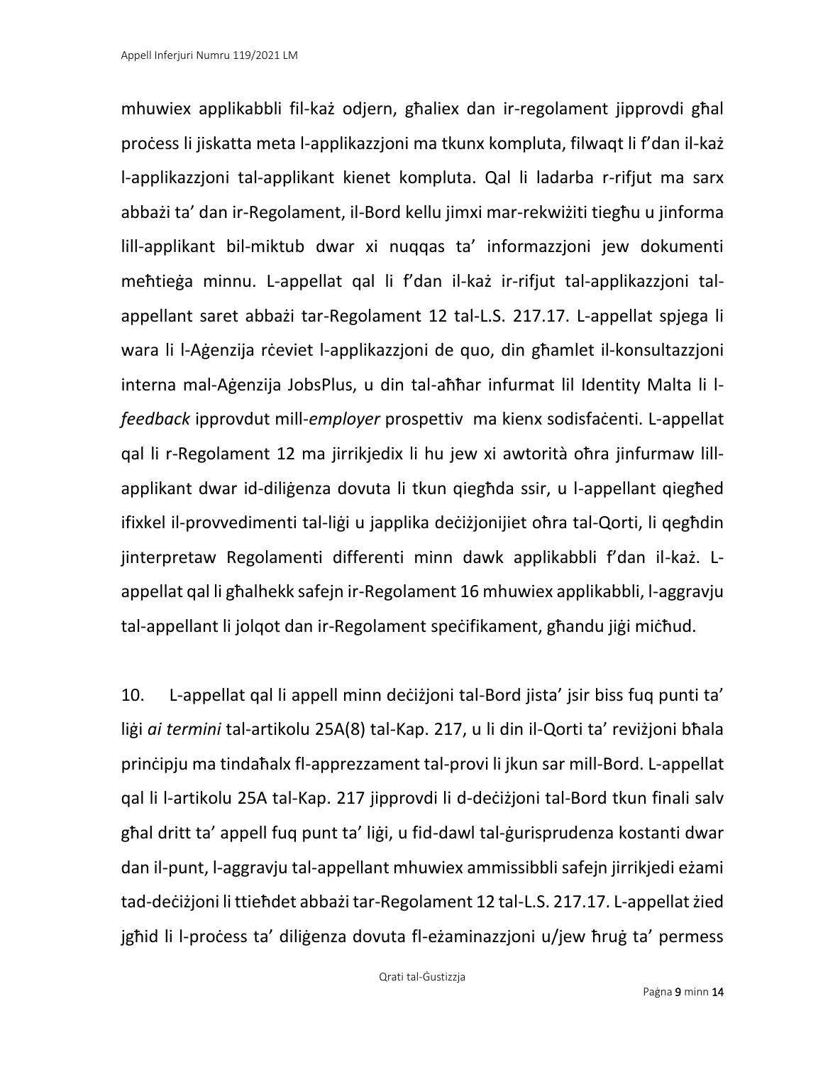mhuwiex applikabbli fil-każ odjern, għaliex dan ir-regolament jipprovdi għal proċess li jiskatta meta l-applikazzjoni ma tkunx kompluta, filwaqt li f'dan il-każ l-applikazzjoni tal-applikant kienet kompluta. Qal li ladarba r-rifjut ma sarx abbażi ta' dan ir-Regolament, il-Bord kellu jimxi mar-rekwiżiti tiegħu u jinforma lill-applikant bil-miktub dwar xi nuqqas ta' informazzjoni jew dokumenti meħtieġa minnu. L-appellat qal li f'dan il-każ ir-rifjut tal-applikazzjoni tal-appellant saret abbażi tar-Regolament 12 tal-L.S. 217.17. L-appellat spjega li wara li l-Aġenzija rċeviet l-applikazzjoni de quo, din għamlet il-konsultazzjoni interna mal-Aġenzija JobsPlus, u din tal-aħħar infurmat lil Identity Malta li l-*feedback* ipprovdut mill-*employer* prospettiv ma kienx sodisfaċenti. L-appellat qal li r-Regolament 12 ma jirrikjedix li hu jew xi awtorità oħra jinfurmaw lill-applikant dwar id-diliġenza dovuta li tkun qiegħda ssir, u l-appellant qiegħed ifixkel il-provvedimenti tal-liġi u japplika deċiżjonijiet oħra tal-Qorti, li qegħdin jinterpretaw Regolamenti differenti minn dawk applikabbli f'dan il-każ. L-appellat qal li għalhekk safejn ir-Regolament 16 mhuwiex applikabbli, l-aggravju tal-appellant li jolqot dan ir-Regolament speċifikament, għandu jiġi miċħud.

10. L-appellat qal li appell minn deċiżjoni tal-Bord jista' jsir biss fuq punti ta' liġi *ai termini* tal-artikolu 25A(8) tal-Kap. 217, u li din il-Qorti ta' reviżjoni bħala prinċipju ma tindaħalx fl-apprezzament tal-provi li jkun sar mill-Bord. L-appellat qal li l-artikolu 25A tal-Kap. 217 jipprovdi li d-deċiżjoni tal-Bord tkun finali salv għal dritt ta' appell fuq punt ta' liġi, u fid-dawl tal-ġurisprudenza kostanti dwar dan il-punt, l-aggravju tal-appellant mhuwiex ammissibbli safejn jirrikjedi eżami tad-deċiżjoni li ttieħdet abbażi tar-Regolament 12 tal-L.S. 217.17. L-appellat żied jgħid li l-proċess ta' diliġenza dovuta fl-eżaminazzjoni u/jew ħruġ ta' permess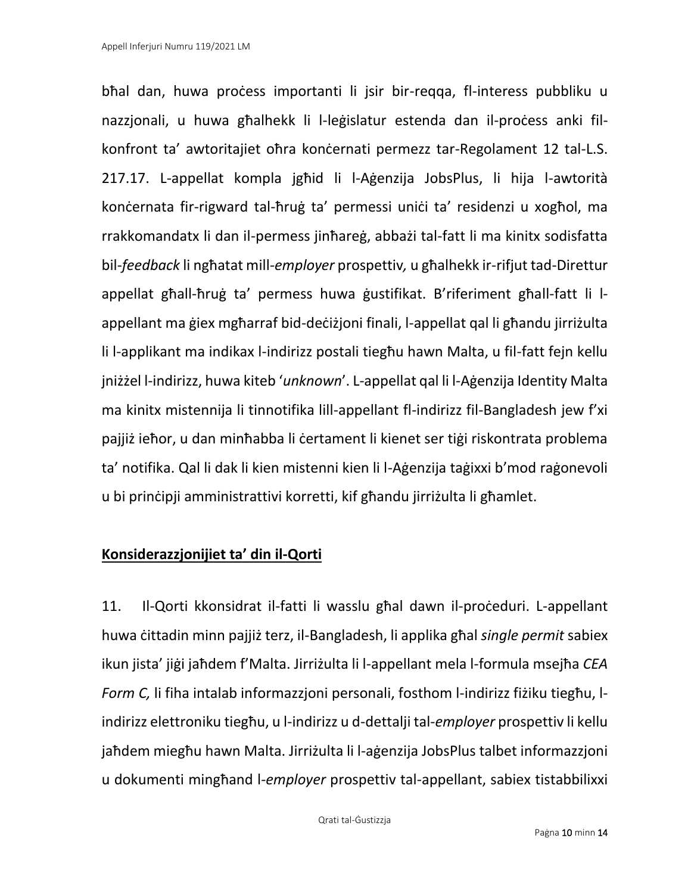bħal dan, huwa proċess importanti li jsir bir-reqqa, fl-interess pubbliku u nazzjonali, u huwa għalhekk li l-leġislatur estenda dan il-proċess anki fil-konfront ta' awtoritajiet oħra konċernati permezz tar-Regolament 12 tal-L.S. 217.17. L-appellat kompla jgħid li l-Aġenzija JobsPlus, li hija l-awtorità konċernata fir-rigward tal-ħruġ ta' permessi uniċi ta' residenzi u xogħol, ma rrakkomandatx li dan il-permess jinħareġ, abbażi tal-fatt li ma kinitx sodisfatta bil-*feedback* li ngħatat mill-*employer* prospettiv*,* u għalhekk ir-rifjut tad-Direttur appellat għall-ħruġ ta' permess huwa ġustifikat. B'riferiment għall-fatt li l-appellant ma ġiex mgħarraf bid-deċiżjoni finali, l-appellat qal li għandu jirriżulta li l-applikant ma indikax l-indirizz postali tiegħu hawn Malta, u fil-fatt fejn kellu jniżżel l-indirizz, huwa kiteb '*unknown*'. L-appellat qal li l-Aġenzija Identity Malta ma kinitx mistennija li tinnotifika lill-appellant fl-indirizz fil-Bangladesh jew f'xi pajjiż ieħor, u dan minħabba li ċertament li kienet ser tiġi riskontrata problema ta' notifika. Qal li dak li kien mistenni kien li l-Aġenzija taġixxi b'mod raġonevoli u bi prinċipji amministrattivi korretti, kif għandu jirriżulta li għamlet.

## Konsiderazzjonijiet ta' din il-Qorti

11. Il-Qorti kkonsidrat il-fatti li wasslu għal dawn il-proċeduri. L-appellant huwa ċittadin minn pajjiż terz, il-Bangladesh, li applika għal *single permit* sabiex ikun jista' jiġi jaħdem f'Malta. Jirriżulta li l-appellant mela l-formula msejħa *CEA Form C,* li fiha intalab informazzjoni personali, fosthom l-indirizz fiżiku tiegħu, l-indirizz elettroniku tiegħu, u l-indirizz u d-dettalji tal-*employer* prospettiv li kellu jaħdem miegħu hawn Malta. Jirriżulta li l-aġenzija JobsPlus talbet informazzjoni u dokumenti mingħand l-*employer* prospettiv tal-appellant, sabiex tistabbilixxi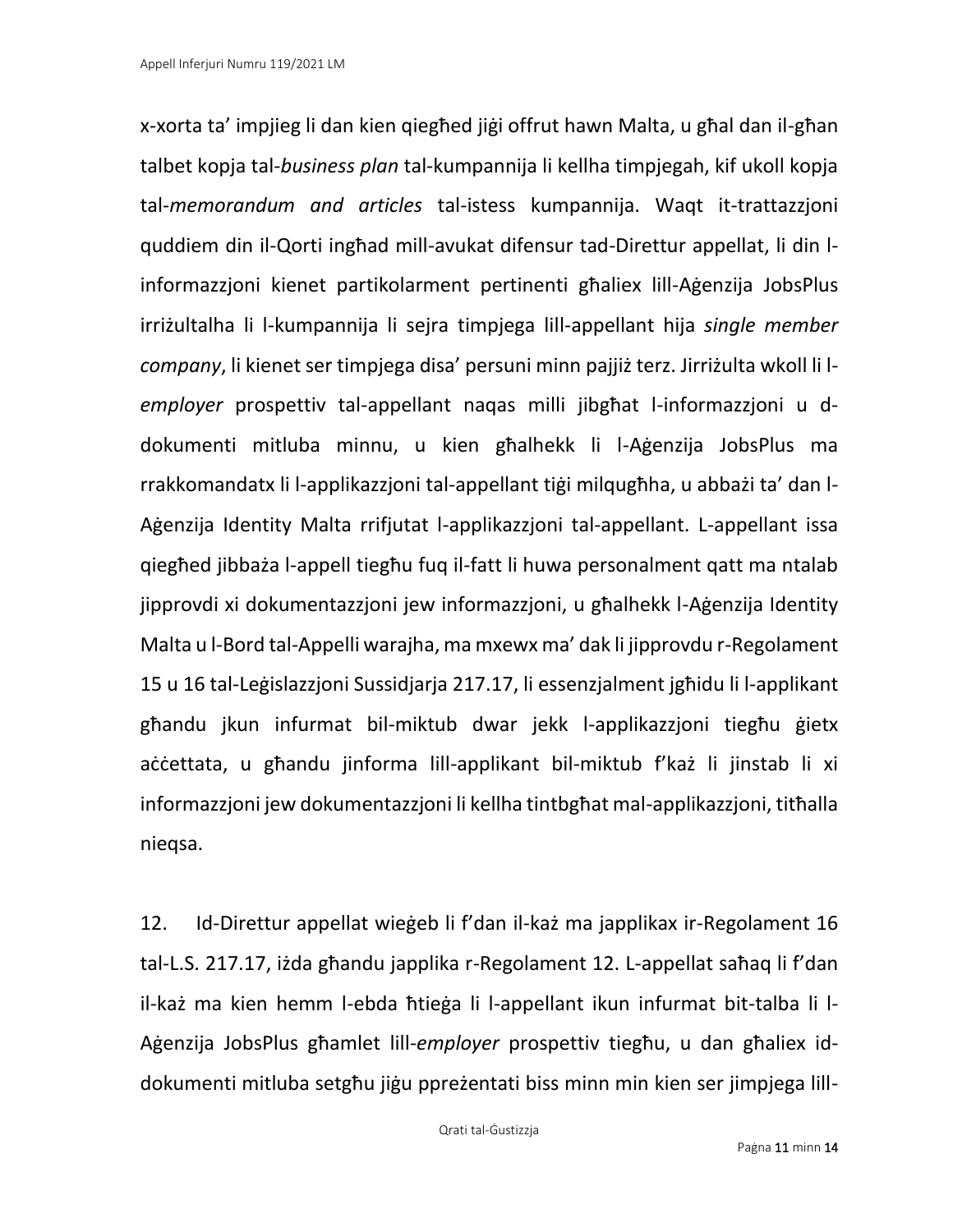x-xorta ta' impjieg li dan kien qiegħed jiġi offrut hawn Malta, u għal dan il-għan talbet kopja tal-*business plan* tal-kumpannija li kellha timpjegah, kif ukoll kopja tal-*memorandum and articles* tal-istess kumpannija. Waqt it-trattazzjoni quddiem din il-Qorti ingħad mill-avukat difensur tad-Direttur appellat, li din l-informazzjoni kienet partikolarment pertinenti għaliex lill-Aġenzija JobsPlus irriżultalha li l-kumpannija li sejra timpjega lill-appellant hija *single member company*, li kienet ser timpjega disa' persuni minn pajjiż terz. Jirriżulta wkoll li l-*employer* prospettiv tal-appellant naqas milli jibgħat l-informazzjoni u d-dokumenti mitluba minnu, u kien għalhekk li l-Aġenzija JobsPlus ma rrakkomandatx li l-applikazzjoni tal-appellant tiġi milqugħha, u abbażi ta' dan l-Aġenzija Identity Malta rrifjutat l-applikazzjoni tal-appellant. L-appellant issa qiegħed jibbaża l-appell tiegħu fuq il-fatt li huwa personalment qatt ma ntalab jipprovdi xi dokumentazzjoni jew informazzjoni, u għalhekk l-Aġenzija Identity Malta u l-Bord tal-Appelli warajha, ma mxewx ma' dak li jipprovdu r-Regolament 15 u 16 tal-Leġislazzjoni Sussidjarja 217.17, li essenzjalment jgħidu li l-applikant għandu jkun infurmat bil-miktub dwar jekk l-applikazzjoni tiegħu ġietx aċċettata, u għandu jinforma lill-applikant bil-miktub f'każ li jinstab li xi informazzjoni jew dokumentazzjoni li kellha tintbgħat mal-applikazzjoni, titħalla nieqsa.

12. Id-Direttur appellat wieġeb li f'dan il-każ ma japplikax ir-Regolament 16 tal-L.S. 217.17, iżda għandu japplika r-Regolament 12. L-appellat saħaq li f'dan il-każ ma kien hemm l-ebda ħtieġa li l-appellant ikun infurmat bit-talba li l-Aġenzija JobsPlus għamlet lill-*employer* prospettiv tiegħu, u dan għaliex id-dokumenti mitluba setgħu jiġu ppreżentati biss minn min kien ser jimpjega lill-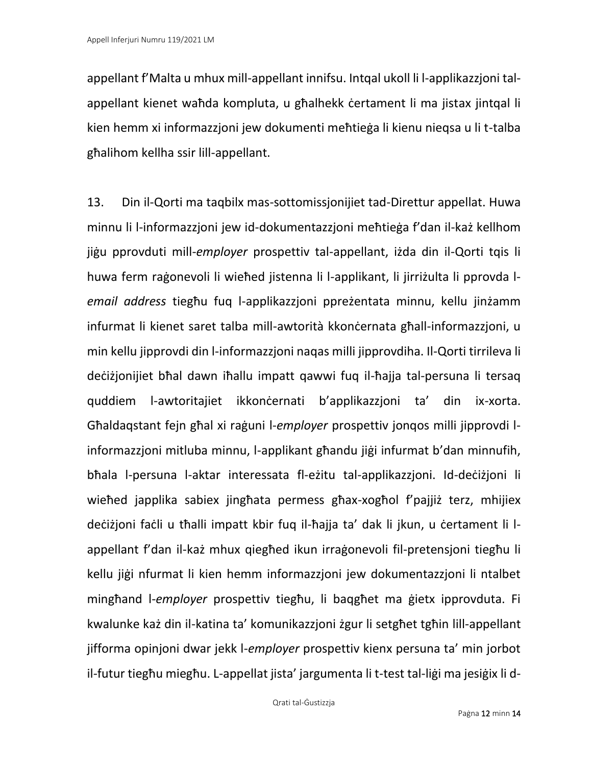appellant f'Malta u mhux mill-appellant innifsu. Intqal ukoll li l-applikazzjoni tal-appellant kienet waħda kompluta, u għalhekk ċertament li ma jistax jintqal li kien hemm xi informazzjoni jew dokumenti meħtieġa li kienu nieqsa u li t-talba għalihom kellha ssir lill-appellant.

13. Din il-Qorti ma taqbilx mas-sottomissjonijiet tad-Direttur appellat. Huwa minnu li l-informazzjoni jew id-dokumentazzjoni meħtieġa f'dan il-każ kellhom jiġu pprovduti mill-*employer* prospettiv tal-appellant, iżda din il-Qorti tqis li huwa ferm raġonevoli li wieħed jistenna li l-applikant, li jirriżulta li pprovda l-*email address* tiegħu fuq l-applikazzjoni ppreżentata minnu, kellu jinżamm infurmat li kienet saret talba mill-awtorità kkonċernata għall-informazzjoni, u min kellu jipprovdi din l-informazzjoni naqas milli jipprovdiha. Il-Qorti tirrileva li deċiżjonijiet bħal dawn iħallu impatt qawwi fuq il-ħajja tal-persuna li tersaq quddiem l-awtoritajiet ikkonċernati b'applikazzjoni ta' din ix-xorta. Għaldaqstant fejn għal xi raġuni l-*employer* prospettiv jonqos milli jipprovdi l-informazzjoni mitluba minnu, l-applikant għandu jiġi infurmat b'dan minnufih, bħala l-persuna l-aktar interessata fl-eżitu tal-applikazzjoni. Id-deċiżjoni li wieħed japplika sabiex jingħata permess għax-xogħol f'pajjiż terz, mhijiex deċiżjoni faċli u tħalli impatt kbir fuq il-ħajja ta' dak li jkun, u ċertament li l-appellant f'dan il-każ mhux qiegħed ikun irraġonevoli fil-pretensjoni tiegħu li kellu jiġi nfurmat li kien hemm informazzjoni jew dokumentazzjoni li ntalbet mingħand l-*employer* prospettiv tiegħu, li baqgħet ma ġietx ipprovduta. Fi kwalunke każ din il-katina ta' komunikazzjoni żgur li setgħet tgħin lill-appellant jifforma opinjoni dwar jekk l-*employer* prospettiv kienx persuna ta' min jorbot il-futur tiegħu miegħu. L-appellat jista' jargumenta li t-test tal-liġi ma jesiġix li d-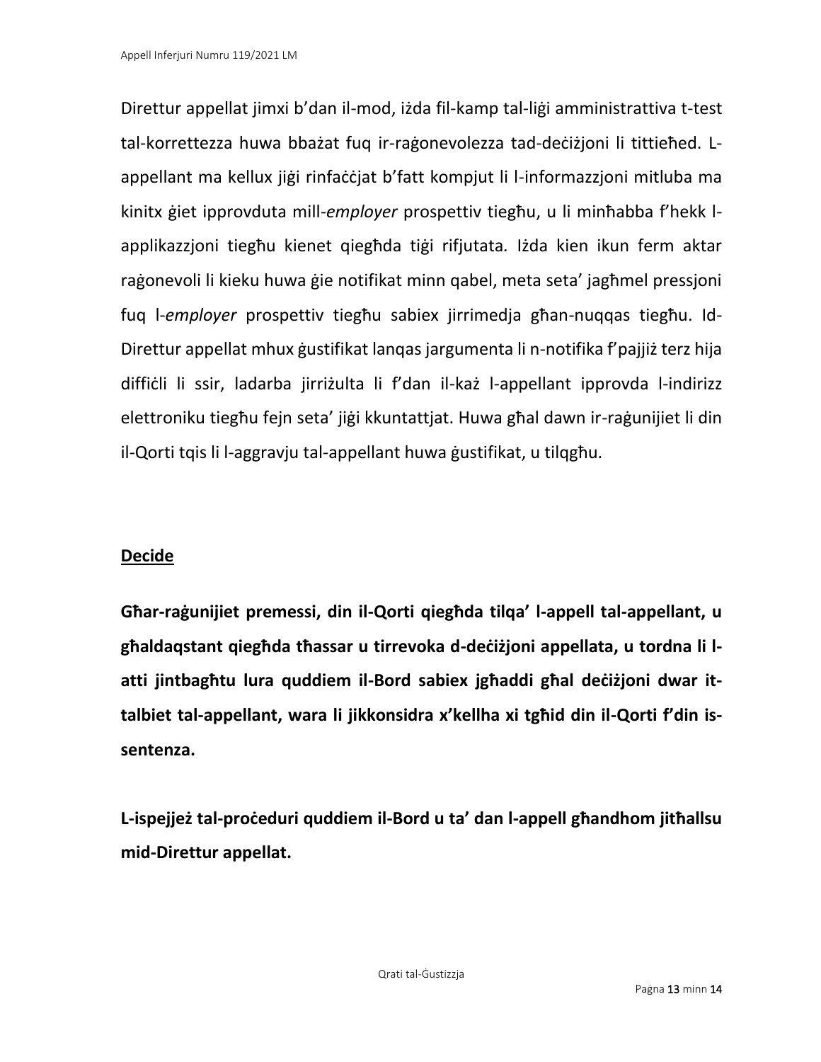Direttur appellat jimxi b'dan il-mod, iżda fil-kamp tal-liġi amministrattiva t-test tal-korrettezza huwa bbażat fuq ir-raġonevolezza tad-deċiżjoni li tittieħed. L-appellant ma kellux jiġi rinfaċċjat b'fatt kompjut li l-informazzjoni mitluba ma kinitx ġiet ipprovduta mill-*employer* prospettiv tiegħu, u li minħabba f'hekk l-applikazzjoni tiegħu kienet qiegħda tiġi rifjutata. Iżda kien ikun ferm aktar raġonevoli li kieku huwa ġie notifikat minn qabel, meta seta' jagħmel pressjoni fuq l-*employer* prospettiv tiegħu sabiex jirrimedja għan-nuqqas tiegħu. Id-Direttur appellat mhux ġustifikat lanqas jargumenta li n-notifika f'pajjiż terz hija diffiċli li ssir, ladarba jirriżulta li f'dan il-każ l-appellant ipprovda l-indirizz elettroniku tiegħu fejn seta' jiġi kkuntattjat. Huwa għal dawn ir-raġunijiet li din il-Qorti tqis li l-aggravju tal-appellant huwa ġustifikat, u tilqgħu.

## Decide

**Għar-raġunijiet premessi, din il-Qorti qiegħda tilqa' l-appell tal-appellant, u għaldaqstant qiegħda tħassar u tirrevoka d-deċiżjoni appellata, u tordna li l-atti jintbagħtu lura quddiem il-Bord sabiex jgħaddi għal deċiżjoni dwar it-talbiet tal-appellant, wara li jikkonsidra x'kellha xi tgħid din il-Qorti f'din is-sentenza.**

**L-ispejjeż tal-proċeduri quddiem il-Bord u ta' dan l-appell għandhom jitħallsu mid-Direttur appellat.**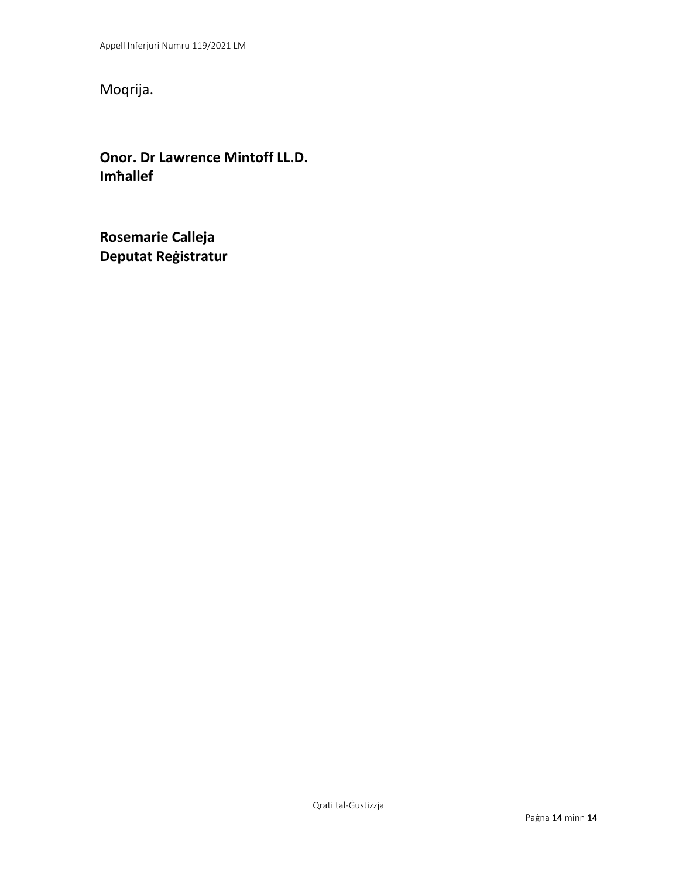Moqrija.

**Onor. Dr Lawrence Mintoff LL.D.**
**Imħallef**

**Rosemarie Calleja**
**Deputat Reġistratur**